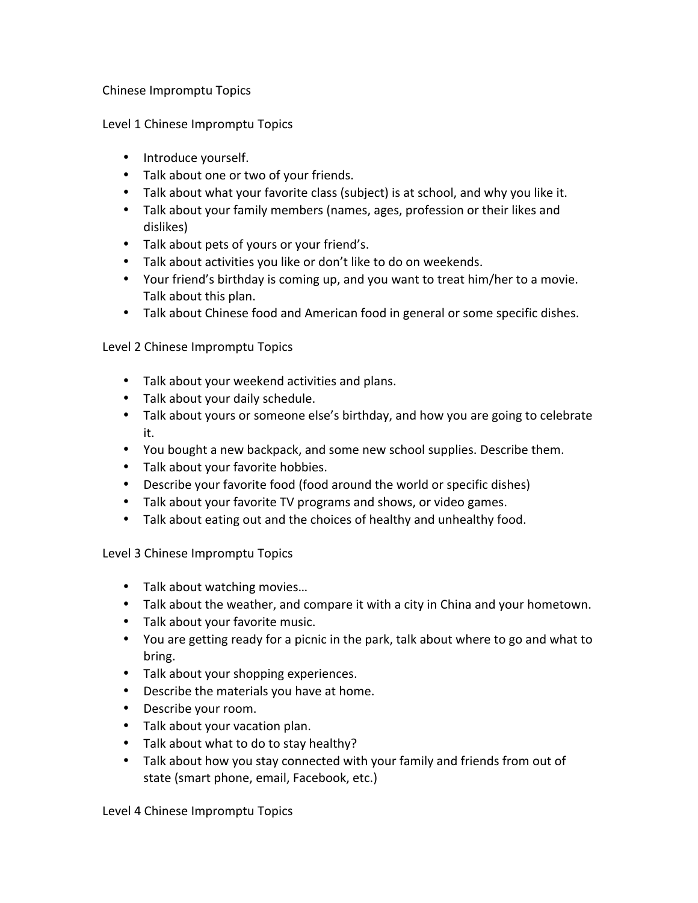# Chinese Impromptu Topics

## Level 1 Chinese Impromptu Topics

- Introduce yourself.
- Talk about one or two of your friends.
- Talk about what your favorite class (subject) is at school, and why you like it.
- Talk about your family members (names, ages, profession or their likes and dislikes)
- Talk about pets of yours or your friend's.
- Talk about activities you like or don't like to do on weekends.
- Your friend's birthday is coming up, and you want to treat him/her to a movie. Talk about this plan.
- Talk about Chinese food and American food in general or some specific dishes.

## Level 2 Chinese Impromptu Topics

- Talk about your weekend activities and plans.
- Talk about your daily schedule.
- Talk about yours or someone else's birthday, and how you are going to celebrate it.
- You bought a new backpack, and some new school supplies. Describe them.
- Talk about your favorite hobbies.
- Describe your favorite food (food around the world or specific dishes)
- Talk about your favorite TV programs and shows, or video games.
- Talk about eating out and the choices of healthy and unhealthy food.

## Level 3 Chinese Impromptu Topics

- Talk about watching movies…
- Talk about the weather, and compare it with a city in China and your hometown.
- Talk about your favorite music.
- You are getting ready for a picnic in the park, talk about where to go and what to bring.
- Talk about your shopping experiences.
- Describe the materials you have at home.
- Describe your room.
- Talk about your vacation plan.
- Talk about what to do to stay healthy?
- Talk about how you stay connected with your family and friends from out of state (smart phone, email, Facebook, etc.)

## Level 4 Chinese Impromptu Topics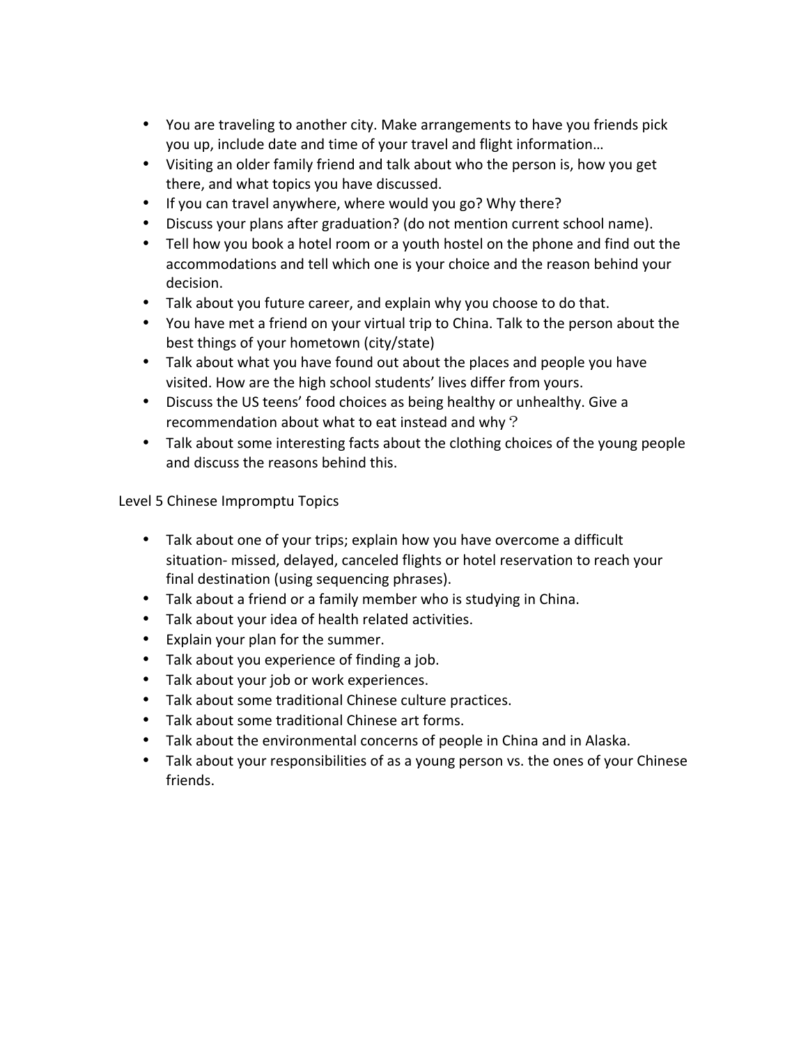- You are traveling to another city. Make arrangements to have you friends pick you up, include date and time of your travel and flight information…
- Visiting an older family friend and talk about who the person is, how you get there, and what topics you have discussed.
- If you can travel anywhere, where would you go? Why there?
- Discuss your plans after graduation? (do not mention current school name).
- Tell how you book a hotel room or a youth hostel on the phone and find out the accommodations and tell which one is your choice and the reason behind your decision.
- Talk about you future career, and explain why you choose to do that.
- You have met a friend on your virtual trip to China. Talk to the person about the best things of your hometown (city/state)
- Talk about what you have found out about the places and people you have visited. How are the high school students' lives differ from yours.
- Discuss the US teens' food choices as being healthy or unhealthy. Give a recommendation about what to eat instead and why？
- Talk about some interesting facts about the clothing choices of the young people and discuss the reasons behind this.

Level 5 Chinese Impromptu Topics

- Talk about one of your trips; explain how you have overcome a difficult situation- missed, delayed, canceled flights or hotel reservation to reach your final destination (using sequencing phrases).
- Talk about a friend or a family member who is studying in China.
- Talk about your idea of health related activities.
- Explain your plan for the summer.
- Talk about you experience of finding a job.
- Talk about your job or work experiences.
- Talk about some traditional Chinese culture practices.
- Talk about some traditional Chinese art forms.
- Talk about the environmental concerns of people in China and in Alaska.
- Talk about your responsibilities of as a young person vs. the ones of your Chinese friends.